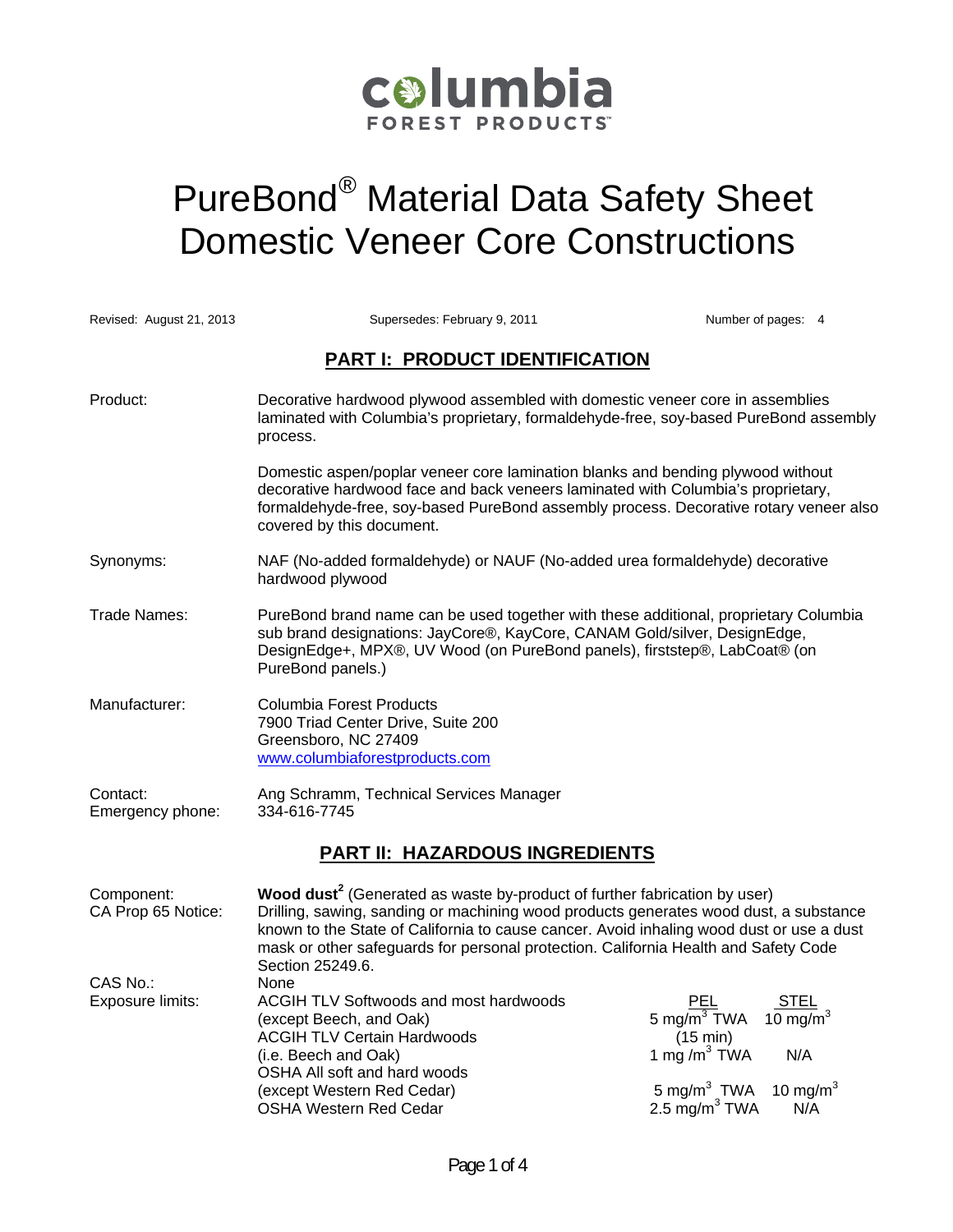**columbia**
FOREST PRODUCTS™

# PureBond® Material Data Safety Sheet Domestic Veneer Core Constructions

Revised: August 21, 2013 Supersedes: February 9, 2011 Number of pages: 4

## PART I: PRODUCT IDENTIFICATION

**Product:** Decorative hardwood plywood assembled with domestic veneer core in assemblies laminated with Columbia's proprietary, formaldehyde-free, soy-based PureBond assembly process.

Domestic aspen/poplar veneer core lamination blanks and bending plywood without decorative hardwood face and back veneers laminated with Columbia's proprietary, formaldehyde-free, soy-based PureBond assembly process. Decorative rotary veneer also covered by this document.

**Synonyms:** NAF (No-added formaldehyde) or NAUF (No-added urea formaldehyde) decorative hardwood plywood

**Trade Names:** PureBond brand name can be used together with these additional, proprietary Columbia sub brand designations: JayCore®, KayCore, CANAM Gold/silver, DesignEdge, DesignEdge+, MPX®, UV Wood (on PureBond panels), firststep®, LabCoat® (on PureBond panels.)

**Manufacturer:** Columbia Forest Products
7900 Triad Center Drive, Suite 200
Greensboro, NC 27409
www.columbiaforestproducts.com

**Contact:** Ang Schramm, Technical Services Manager
**Emergency phone:** 334-616-7745

## PART II: HAZARDOUS INGREDIENTS

**Component:** **Wood dust**[2] (Generated as waste by-product of further fabrication by user)

**CA Prop 65 Notice:** Drilling, sawing, sanding or machining wood products generates wood dust, a substance known to the State of California to cause cancer. Avoid inhaling wood dust or use a dust mask or other safeguards for personal protection. California Health and Safety Code Section 25249.6.

**CAS No.:** None

**Exposure limits:**

| | PEL | STEL |
|---|---|---|
| ACGIH TLV Softwoods and most hardwoods (except Beech, and Oak) | 5 mg/m$^3$ TWA | 10 mg/m$^3$ (15 min) |
| ACGIH TLV Certain Hardwoods (i.e. Beech and Oak) | 1 mg /m$^3$ TWA | N/A |
| OSHA All soft and hard woods (except Western Red Cedar) | 5 mg/m$^3$ TWA | 10 mg/m$^3$ |
| OSHA Western Red Cedar | 2.5 mg/m$^3$ TWA | N/A |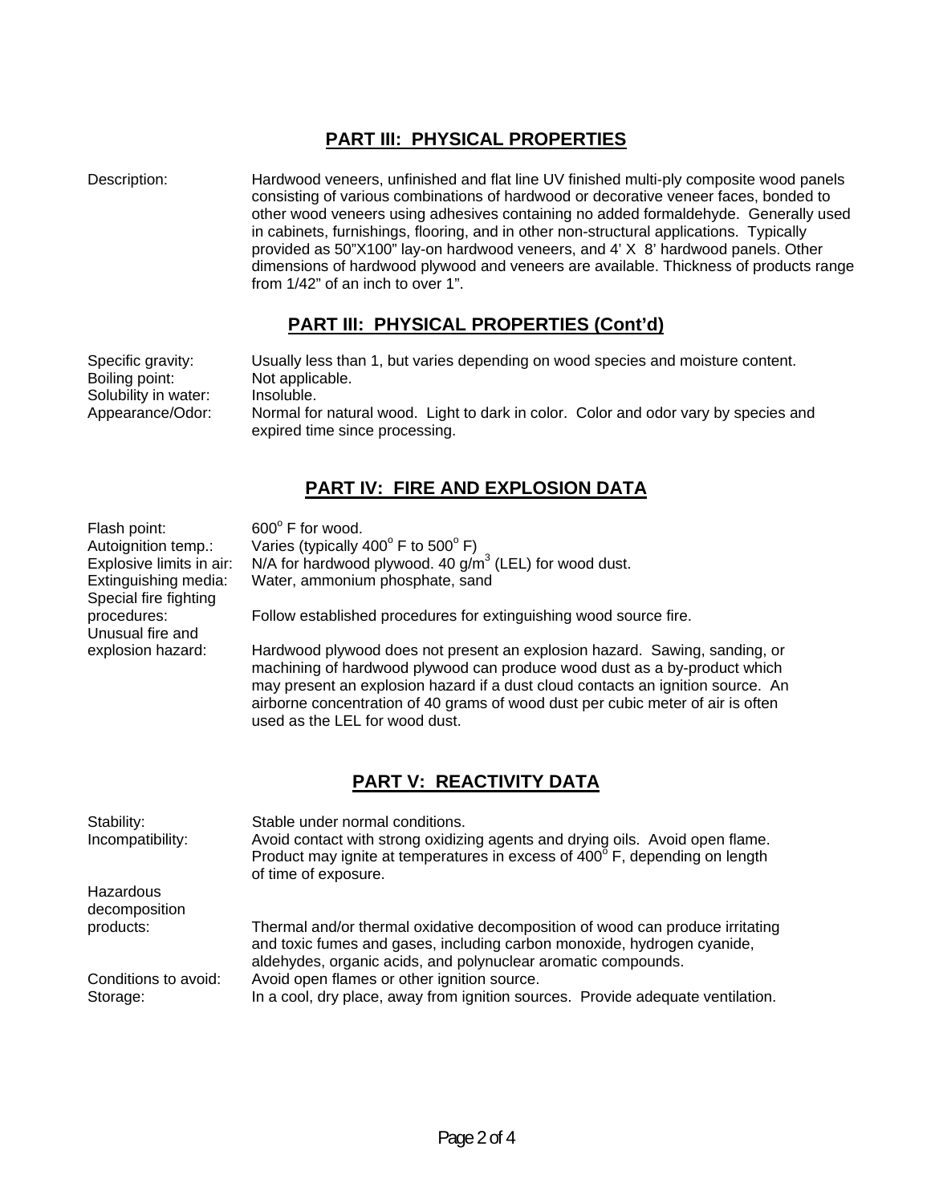## PART III: PHYSICAL PROPERTIES

Description: Hardwood veneers, unfinished and flat line UV finished multi-ply composite wood panels consisting of various combinations of hardwood or decorative veneer faces, bonded to other wood veneers using adhesives containing no added formaldehyde. Generally used in cabinets, furnishings, flooring, and in other non-structural applications. Typically provided as 50"X100" lay-on hardwood veneers, and 4' X 8' hardwood panels. Other dimensions of hardwood plywood and veneers are available. Thickness of products range from 1/42" of an inch to over 1".

## PART III: PHYSICAL PROPERTIES (Cont'd)

Specific gravity: Usually less than 1, but varies depending on wood species and moisture content.

Boiling point: Not applicable.

Solubility in water: Insoluble.

Appearance/Odor: Normal for natural wood. Light to dark in color. Color and odor vary by species and expired time since processing.

## PART IV: FIRE AND EXPLOSION DATA

Flash point: $600^{o}$ F for wood.

Autoignition temp.: Varies (typically $400^{o}$ F to $500^{o}$ F)

Explosive limits in air: N/A for hardwood plywood. 40 $g/m^3$ (LEL) for wood dust.

Extinguishing media: Water, ammonium phosphate, sand

Special fire fighting procedures: Follow established procedures for extinguishing wood source fire.

Unusual fire and explosion hazard: Hardwood plywood does not present an explosion hazard. Sawing, sanding, or machining of hardwood plywood can produce wood dust as a by-product which may present an explosion hazard if a dust cloud contacts an ignition source. An airborne concentration of 40 grams of wood dust per cubic meter of air is often used as the LEL for wood dust.

## PART V: REACTIVITY DATA

Stability: Stable under normal conditions.

Incompatibility: Avoid contact with strong oxidizing agents and drying oils. Avoid open flame. Product may ignite at temperatures in excess of $400^{o}$ F, depending on length of time of exposure.

Hazardous decomposition products: Thermal and/or thermal oxidative decomposition of wood can produce irritating and toxic fumes and gases, including carbon monoxide, hydrogen cyanide, aldehydes, organic acids, and polynuclear aromatic compounds.

Conditions to avoid: Avoid open flames or other ignition source.

Storage: In a cool, dry place, away from ignition sources. Provide adequate ventilation.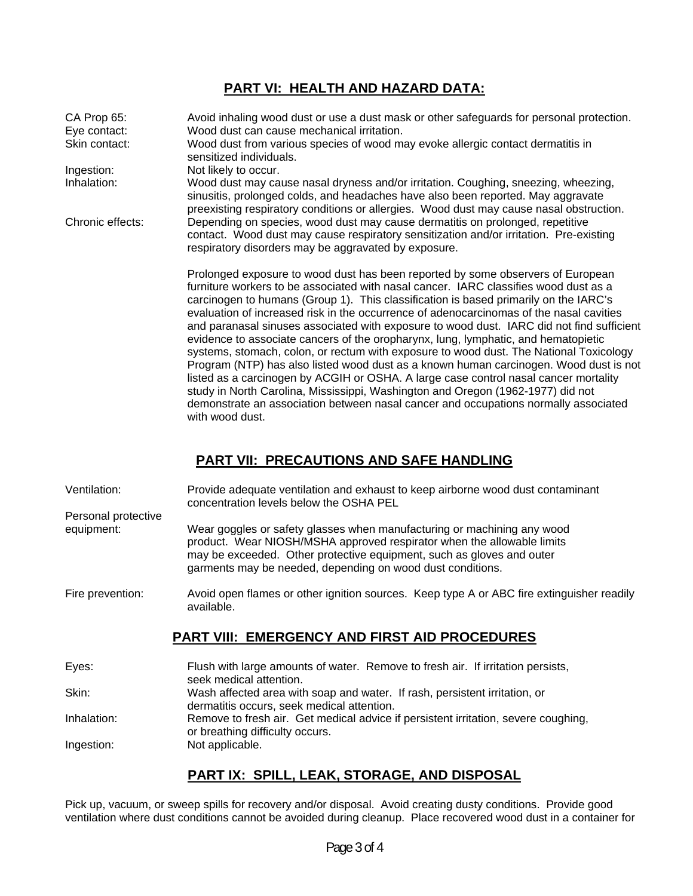## PART VI: HEALTH AND HAZARD DATA:

| | |
|---|---|
| CA Prop 65: | Avoid inhaling wood dust or use a dust mask or other safeguards for personal protection. |
| Eye contact: | Wood dust can cause mechanical irritation. |
| Skin contact: | Wood dust from various species of wood may evoke allergic contact dermatitis in sensitized individuals. |
| Ingestion: | Not likely to occur. |
| Inhalation: | Wood dust may cause nasal dryness and/or irritation. Coughing, sneezing, wheezing, sinusitis, prolonged colds, and headaches have also been reported. May aggravate preexisting respiratory conditions or allergies. Wood dust may cause nasal obstruction. |
| Chronic effects: | Depending on species, wood dust may cause dermatitis on prolonged, repetitive contact. Wood dust may cause respiratory sensitization and/or irritation. Pre-existing respiratory disorders may be aggravated by exposure. |

Prolonged exposure to wood dust has been reported by some observers of European furniture workers to be associated with nasal cancer. IARC classifies wood dust as a carcinogen to humans (Group 1). This classification is based primarily on the IARC's evaluation of increased risk in the occurrence of adenocarcinomas of the nasal cavities and paranasal sinuses associated with exposure to wood dust. IARC did not find sufficient evidence to associate cancers of the oropharynx, lung, lymphatic, and hematopietic systems, stomach, colon, or rectum with exposure to wood dust. The National Toxicology Program (NTP) has also listed wood dust as a known human carcinogen. Wood dust is not listed as a carcinogen by ACGIH or OSHA. A large case control nasal cancer mortality study in North Carolina, Mississippi, Washington and Oregon (1962-1977) did not demonstrate an association between nasal cancer and occupations normally associated with wood dust.

## PART VII: PRECAUTIONS AND SAFE HANDLING

| | |
|---|---|
| Ventilation: | Provide adequate ventilation and exhaust to keep airborne wood dust contaminant concentration levels below the OSHA PEL |
| Personal protective equipment: | Wear goggles or safety glasses when manufacturing or machining any wood product. Wear NIOSH/MSHA approved respirator when the allowable limits may be exceeded. Other protective equipment, such as gloves and outer garments may be needed, depending on wood dust conditions. |
| Fire prevention: | Avoid open flames or other ignition sources. Keep type A or ABC fire extinguisher readily available. |

## PART VIII: EMERGENCY AND FIRST AID PROCEDURES

| | |
|---|---|
| Eyes: | Flush with large amounts of water. Remove to fresh air. If irritation persists, seek medical attention. |
| Skin: | Wash affected area with soap and water. If rash, persistent irritation, or dermatitis occurs, seek medical attention. |
| Inhalation: | Remove to fresh air. Get medical advice if persistent irritation, severe coughing, or breathing difficulty occurs. |
| Ingestion: | Not applicable. |

## PART IX: SPILL, LEAK, STORAGE, AND DISPOSAL

Pick up, vacuum, or sweep spills for recovery and/or disposal. Avoid creating dusty conditions. Provide good ventilation where dust conditions cannot be avoided during cleanup. Place recovered wood dust in a container for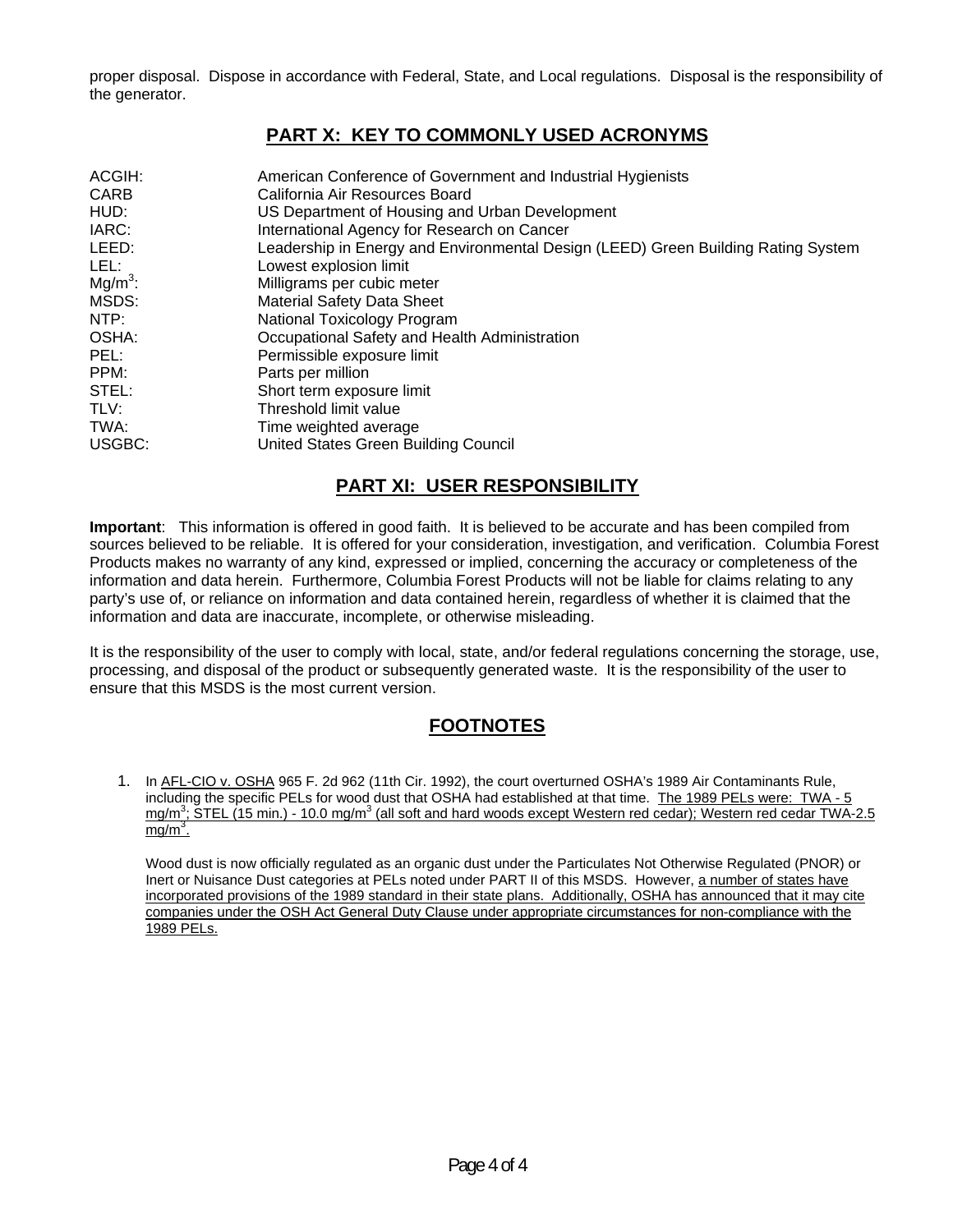proper disposal. Dispose in accordance with Federal, State, and Local regulations. Disposal is the responsibility of the generator.

## PART X: KEY TO COMMONLY USED ACRONYMS

| | |
|---|---|
| ACGIH: | American Conference of Government and Industrial Hygienists |
| CARB | California Air Resources Board |
| HUD: | US Department of Housing and Urban Development |
| IARC: | International Agency for Research on Cancer |
| LEED: | Leadership in Energy and Environmental Design (LEED) Green Building Rating System |
| LEL: | Lowest explosion limit |
| $Mg/m^3$: | Milligrams per cubic meter |
| MSDS: | Material Safety Data Sheet |
| NTP: | National Toxicology Program |
| OSHA: | Occupational Safety and Health Administration |
| PEL: | Permissible exposure limit |
| PPM: | Parts per million |
| STEL: | Short term exposure limit |
| TLV: | Threshold limit value |
| TWA: | Time weighted average |
| USGBC: | United States Green Building Council |

## PART XI: USER RESPONSIBILITY

**Important**: This information is offered in good faith. It is believed to be accurate and has been compiled from sources believed to be reliable. It is offered for your consideration, investigation, and verification. Columbia Forest Products makes no warranty of any kind, expressed or implied, concerning the accuracy or completeness of the information and data herein. Furthermore, Columbia Forest Products will not be liable for claims relating to any party's use of, or reliance on information and data contained herein, regardless of whether it is claimed that the information and data are inaccurate, incomplete, or otherwise misleading.

It is the responsibility of the user to comply with local, state, and/or federal regulations concerning the storage, use, processing, and disposal of the product or subsequently generated waste. It is the responsibility of the user to ensure that this MSDS is the most current version.

## FOOTNOTES

1. In AFL-CIO v. OSHA 965 F. 2d 962 (11th Cir. 1992), the court overturned OSHA's 1989 Air Contaminants Rule, including the specific PELs for wood dust that OSHA had established at that time. The 1989 PELs were: TWA - 5 $mg/m^3$; STEL (15 min.) - 10.0 $mg/m^3$ (all soft and hard woods except Western red cedar); Western red cedar TWA-2.5 $mg/m^3$.

   Wood dust is now officially regulated as an organic dust under the Particulates Not Otherwise Regulated (PNOR) or Inert or Nuisance Dust categories at PELs noted under PART II of this MSDS. However, a number of states have incorporated provisions of the 1989 standard in their state plans. Additionally, OSHA has announced that it may cite companies under the OSH Act General Duty Clause under appropriate circumstances for non-compliance with the 1989 PELs.